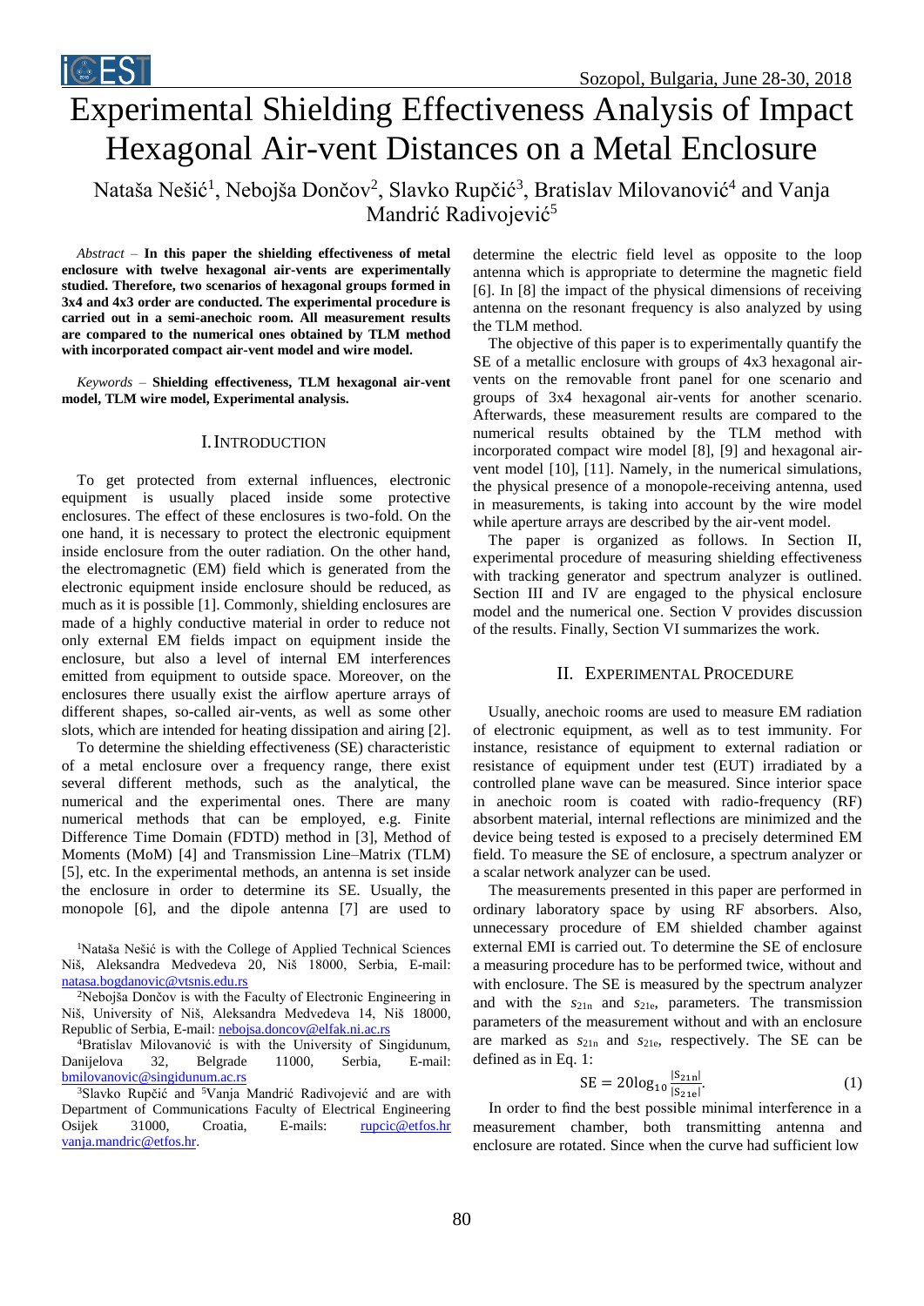# Experimental Shielding Effectiveness Analysis of Impact Hexagonal Air-vent Distances on a Metal Enclosure

Nataša Nešić[1], Nebojša Dončov[2], Slavko Rupčić[3], Bratislav Milovanović[4] and Vanja Mandrić Radivojević[5]

*Abstract* – **In this paper the shielding effectiveness of metal enclosure with twelve hexagonal air-vents are experimentally studied. Therefore, two scenarios of hexagonal groups formed in 3x4 and 4x3 order are conducted. The experimental procedure is carried out in a semi-anechoic room. All measurement results are compared to the numerical ones obtained by TLM method with incorporated compact air-vent model and wire model.**

*Keywords* – **Shielding effectiveness, TLM hexagonal air-vent model, TLM wire model, Experimental analysis.**

## I. Introduction

To get protected from external influences, electronic equipment is usually placed inside some protective enclosures. The effect of these enclosures is two-fold. On the one hand, it is necessary to protect the electronic equipment inside enclosure from the outer radiation. On the other hand, the electromagnetic (EM) field which is generated from the electronic equipment inside enclosure should be reduced, as much as it is possible [1]. Commonly, shielding enclosures are made of a highly conductive material in order to reduce not only external EM fields impact on equipment inside the enclosure, but also a level of internal EM interferences emitted from equipment to outside space. Moreover, on the enclosures there usually exist the airflow aperture arrays of different shapes, so-called air-vents, as well as some other slots, which are intended for heating dissipation and airing [2].

To determine the shielding effectiveness (SE) characteristic of a metal enclosure over a frequency range, there exist several different methods, such as the analytical, the numerical and the experimental ones. There are many numerical methods that can be employed, e.g. Finite Difference Time Domain (FDTD) method in [3], Method of Moments (MoM) [4] and Transmission Line–Matrix (TLM) [5], etc. In the experimental methods, an antenna is set inside the enclosure in order to determine its SE. Usually, the monopole [6], and the dipole antenna [7] are used to determine the electric field level as opposite to the loop antenna which is appropriate to determine the magnetic field [6]. In [8] the impact of the physical dimensions of receiving antenna on the resonant frequency is also analyzed by using the TLM method.

The objective of this paper is to experimentally quantify the SE of a metallic enclosure with groups of 4x3 hexagonal air-vents on the removable front panel for one scenario and groups of 3x4 hexagonal air-vents for another scenario. Afterwards, these measurement results are compared to the numerical results obtained by the TLM method with incorporated compact wire model [8], [9] and hexagonal air-vent model [10], [11]. Namely, in the numerical simulations, the physical presence of a monopole-receiving antenna, used in measurements, is taking into account by the wire model while aperture arrays are described by the air-vent model.

The paper is organized as follows. In Section II, experimental procedure of measuring shielding effectiveness with tracking generator and spectrum analyzer is outlined. Section III and IV are engaged to the physical enclosure model and the numerical one. Section V provides discussion of the results. Finally, Section VI summarizes the work.

## II. Experimental Procedure

Usually, anechoic rooms are used to measure EM radiation of electronic equipment, as well as to test immunity. For instance, resistance of equipment to external radiation or resistance of equipment under test (EUT) irradiated by a controlled plane wave can be measured. Since interior space in anechoic room is coated with radio-frequency (RF) absorbent material, internal reflections are minimized and the device being tested is exposed to a precisely determined EM field. To measure the SE of enclosure, a spectrum analyzer or a scalar network analyzer can be used.

The measurements presented in this paper are performed in ordinary laboratory space by using RF absorbers. Also, unnecessary procedure of EM shielded chamber against external EMI is carried out. To determine the SE of enclosure a measuring procedure has to be performed twice, without and with enclosure. The SE is measured by the spectrum analyzer and with the $s_{21n}$ and $s_{21e}$, parameters. The transmission parameters of the measurement without and with an enclosure are marked as $s_{21n}$ and $s_{21e}$, respectively. The SE can be defined as in Eq. 1:

$$\mathrm{SE} = 20\log_{10}\frac{|S_{21n}|}{|S_{21e}|}. \tag{1}$$

In order to find the best possible minimal interference in a measurement chamber, both transmitting antenna and enclosure are rotated. Since when the curve had sufficient low

---

[1]Nataša Nešić is with the College of Applied Technical Sciences Niš, Aleksandra Medvedeva 20, Niš 18000, Serbia, E-mail: natasa.bogdanovic@vtsnis.edu.rs

[2]Nebojša Dončov is with the Faculty of Electronic Engineering in Niš, University of Niš, Aleksandra Medvedeva 14, Niš 18000, Republic of Serbia, E-mail: nebojsa.doncov@elfak.ni.ac.rs

[4]Bratislav Milovanović is with the University of Singidunum, Danijelova 32, Belgrade 11000, Serbia, E-mail: bmilovanovic@singidunum.ac.rs

[3]Slavko Rupčić and [5]Vanja Mandrić Radivojević are with Department of Communications Faculty of Electrical Engineering Osijek 31000, Croatia, E-mails: rupcic@etfos.hr vanja.mandric@etfos.hr.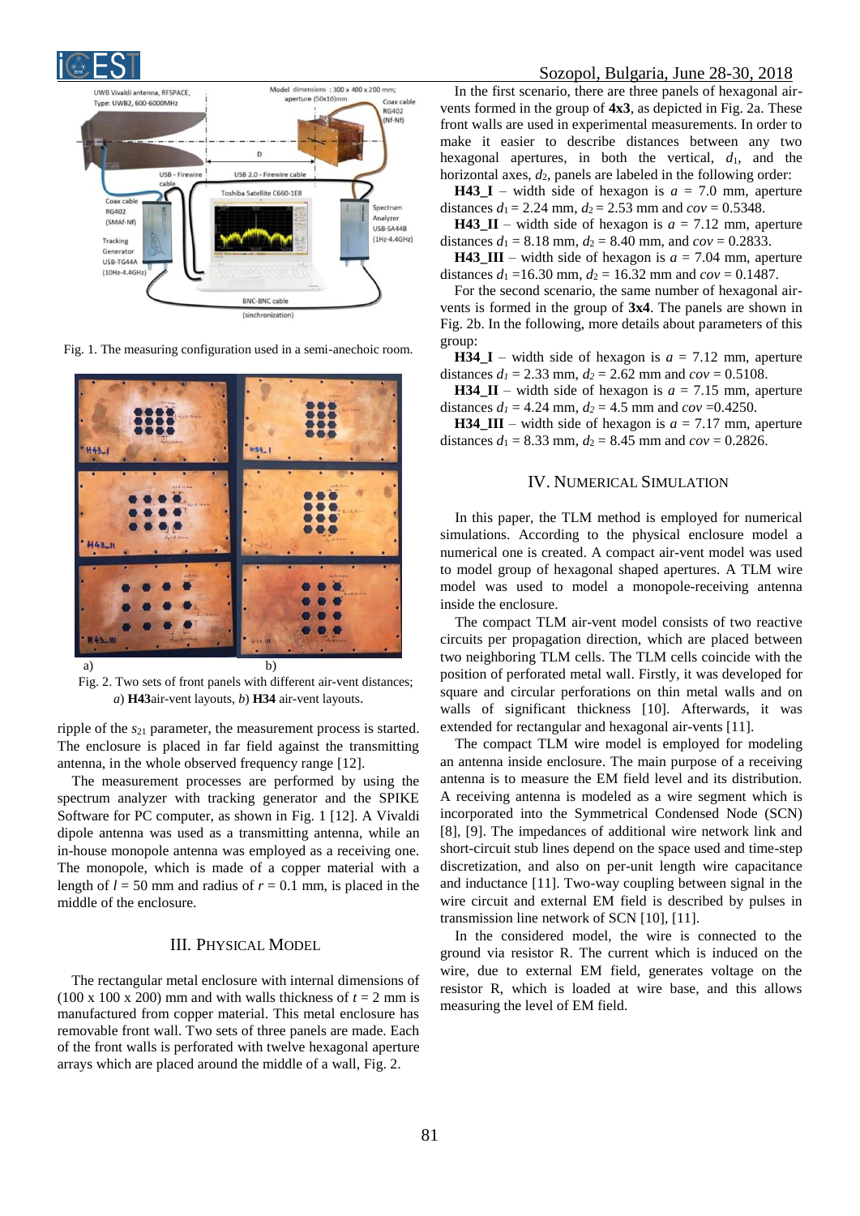Fig. 1. The measuring configuration used in a semi-anechoic room.

Fig. 2. Two sets of front panels with different air-vent distances; *a*) **H43**air-vent layouts, *b*) **H34** air-vent layouts.

ripple of the $s_{21}$ parameter, the measurement process is started. The enclosure is placed in far field against the transmitting antenna, in the whole observed frequency range [12].

The measurement processes are performed by using the spectrum analyzer with tracking generator and the SPIKE Software for PC computer, as shown in Fig. 1 [12]. A Vivaldi dipole antenna was used as a transmitting antenna, while an in-house monopole antenna was employed as a receiving one. The monopole, which is made of a copper material with a length of $l = 50$ mm and radius of $r = 0.1$ mm, is placed in the middle of the enclosure.

## III. Physical Model

The rectangular metal enclosure with internal dimensions of (100 x 100 x 200) mm and with walls thickness of $t = 2$ mm is manufactured from copper material. This metal enclosure has removable front wall. Two sets of three panels are made. Each of the front walls is perforated with twelve hexagonal aperture arrays which are placed around the middle of a wall, Fig. 2.

In the first scenario, there are three panels of hexagonal air-vents formed in the group of **4x3**, as depicted in Fig. 2a. These front walls are used in experimental measurements. In order to make it easier to describe distances between any two hexagonal apertures, in both the vertical, $d_1$, and the horizontal axes, $d_2$, panels are labeled in the following order:

**H43_I** – width side of hexagon is $a = 7.0$ mm, aperture distances $d_1 = 2.24$ mm, $d_2 = 2.53$ mm and $cov = 0.5348$.

**H43_II** – width side of hexagon is $a = 7.12$ mm, aperture distances $d_1 = 8.18$ mm, $d_2 = 8.40$ mm, and $cov = 0.2833$.

**H43_III** – width side of hexagon is $a = 7.04$ mm, aperture distances $d_1 = 16.30$ mm, $d_2 = 16.32$ mm and $cov = 0.1487$.

For the second scenario, the same number of hexagonal air-vents is formed in the group of **3x4**. The panels are shown in Fig. 2b. In the following, more details about parameters of this group:

**H34_I** – width side of hexagon is $a = 7.12$ mm, aperture distances $d_1 = 2.33$ mm, $d_2 = 2.62$ mm and $cov = 0.5108$.

**H34_II** – width side of hexagon is $a = 7.15$ mm, aperture distances $d_1 = 4.24$ mm, $d_2 = 4.5$ mm and $cov = 0.4250$.

**H34_III** – width side of hexagon is $a = 7.17$ mm, aperture distances $d_1 = 8.33$ mm, $d_2 = 8.45$ mm and $cov = 0.2826$.

## IV. Numerical Simulation

In this paper, the TLM method is employed for numerical simulations. According to the physical enclosure model a numerical one is created. A compact air-vent model was used to model group of hexagonal shaped apertures. A TLM wire model was used to model a monopole-receiving antenna inside the enclosure.

The compact TLM air-vent model consists of two reactive circuits per propagation direction, which are placed between two neighboring TLM cells. The TLM cells coincide with the position of perforated metal wall. Firstly, it was developed for square and circular perforations on thin metal walls and on walls of significant thickness [10]. Afterwards, it was extended for rectangular and hexagonal air-vents [11].

The compact TLM wire model is employed for modeling an antenna inside enclosure. The main purpose of a receiving antenna is to measure the EM field level and its distribution. A receiving antenna is modeled as a wire segment which is incorporated into the Symmetrical Condensed Node (SCN) [8], [9]. The impedances of additional wire network link and short-circuit stub lines depend on the space used and time-step discretization, and also on per-unit length wire capacitance and inductance [11]. Two-way coupling between signal in the wire circuit and external EM field is described by pulses in transmission line network of SCN [10], [11].

In the considered model, the wire is connected to the ground via resistor R. The current which is induced on the wire, due to external EM field, generates voltage on the resistor R, which is loaded at wire base, and this allows measuring the level of EM field.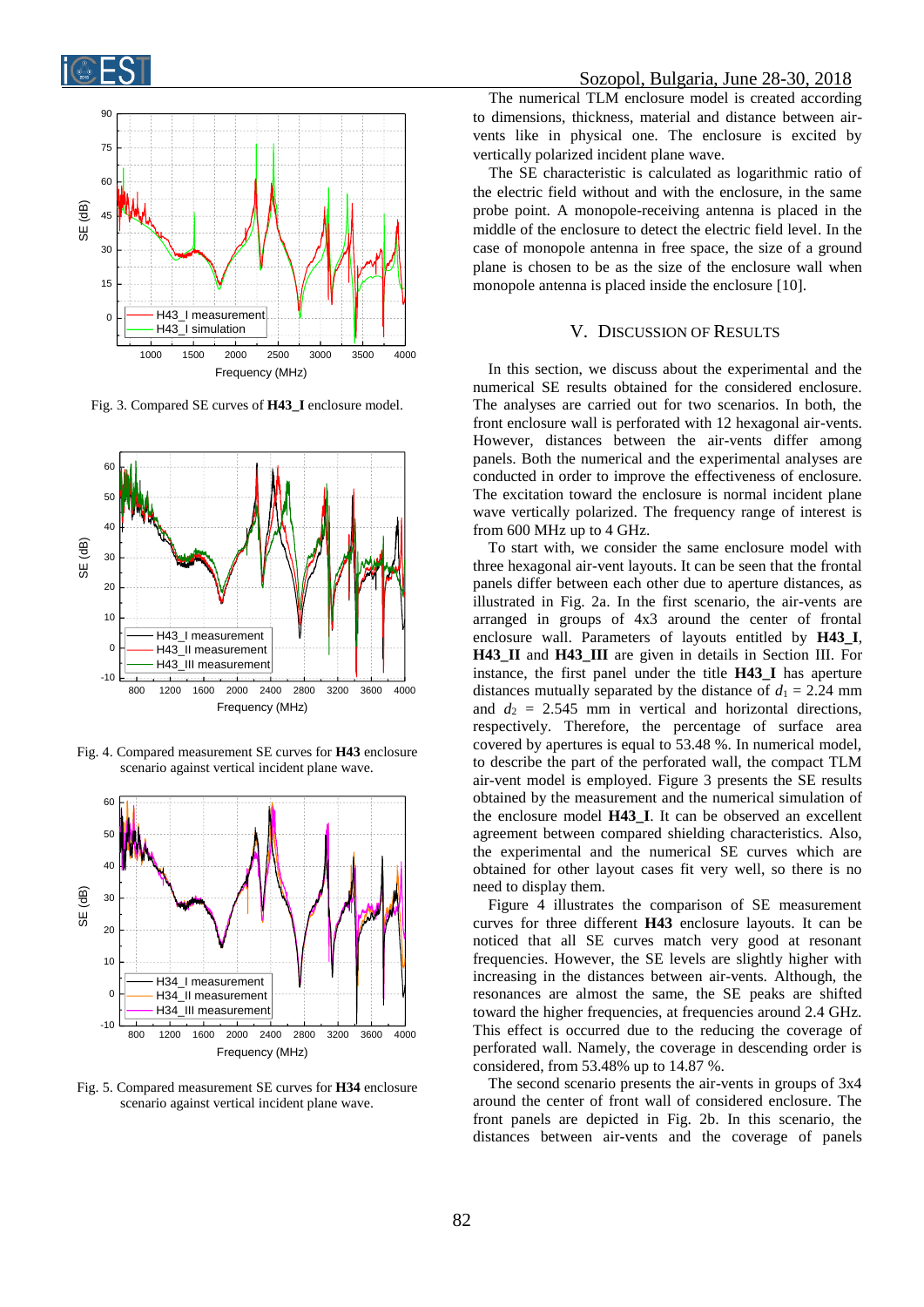Fig. 3. Compared SE curves of **H43_I** enclosure model.

Fig. 4. Compared measurement SE curves for **H43** enclosure scenario against vertical incident plane wave.

Fig. 5. Compared measurement SE curves for **H34** enclosure scenario against vertical incident plane wave.

The numerical TLM enclosure model is created according to dimensions, thickness, material and distance between air-vents like in physical one. The enclosure is excited by vertically polarized incident plane wave.

The SE characteristic is calculated as logarithmic ratio of the electric field without and with the enclosure, in the same probe point. A monopole-receiving antenna is placed in the middle of the enclosure to detect the electric field level. In the case of monopole antenna in free space, the size of a ground plane is chosen to be as the size of the enclosure wall when monopole antenna is placed inside the enclosure [10].

## V. Discussion of Results

In this section, we discuss about the experimental and the numerical SE results obtained for the considered enclosure. The analyses are carried out for two scenarios. In both, the front enclosure wall is perforated with 12 hexagonal air-vents. However, distances between the air-vents differ among panels. Both the numerical and the experimental analyses are conducted in order to improve the effectiveness of enclosure. The excitation toward the enclosure is normal incident plane wave vertically polarized. The frequency range of interest is from 600 MHz up to 4 GHz.

To start with, we consider the same enclosure model with three hexagonal air-vent layouts. The frontal panels differ between each other due to aperture distances, as illustrated in Fig. 2a. In the first scenario, the air-vents are arranged in groups of 4x3 around the center of frontal enclosure wall. Parameters of layouts entitled by **H43_I**, **H43_II** and **H43_III** are given in details in Section III. For instance, the first panel under the title **H43_I** has aperture distances mutually separated by the distance of $d_1$ = 2.24 mm and $d_2$ = 2.545 mm in vertical and horizontal directions, respectively. Therefore, the percentage of surface area covered by apertures is equal to 53.48 %. In numerical model, to describe the part of the perforated wall, the compact TLM air-vent model is employed. Figure 3 presents the SE results obtained by the measurement and the numerical simulation of the enclosure model **H43_I**. It can be observed an excellent agreement between compared shielding characteristics. Also, the experimental and the numerical SE curves which are obtained for other layout cases fit very well, so there is no need to display them.

Figure 4 illustrates the comparison of SE measurement curves for three different **H43** enclosure layouts. It can be noticed that all SE curves match very good at resonant frequencies. However, the SE levels are slightly higher with increasing in the distances between air-vents. Although, the resonances are almost the same, the SE peaks are shifted toward the higher frequencies, at frequencies around 2.4 GHz. This effect is occurred due to the reducing the coverage of perforated wall. Namely, the coverage in descending order is considered, from 53.48% up to 14.87 %.

The second scenario presents the air-vents in groups of 3x4 around the center of front wall of considered enclosure. The front panels are depicted in Fig. 2b. In this scenario, the distances between air-vents and the coverage of panels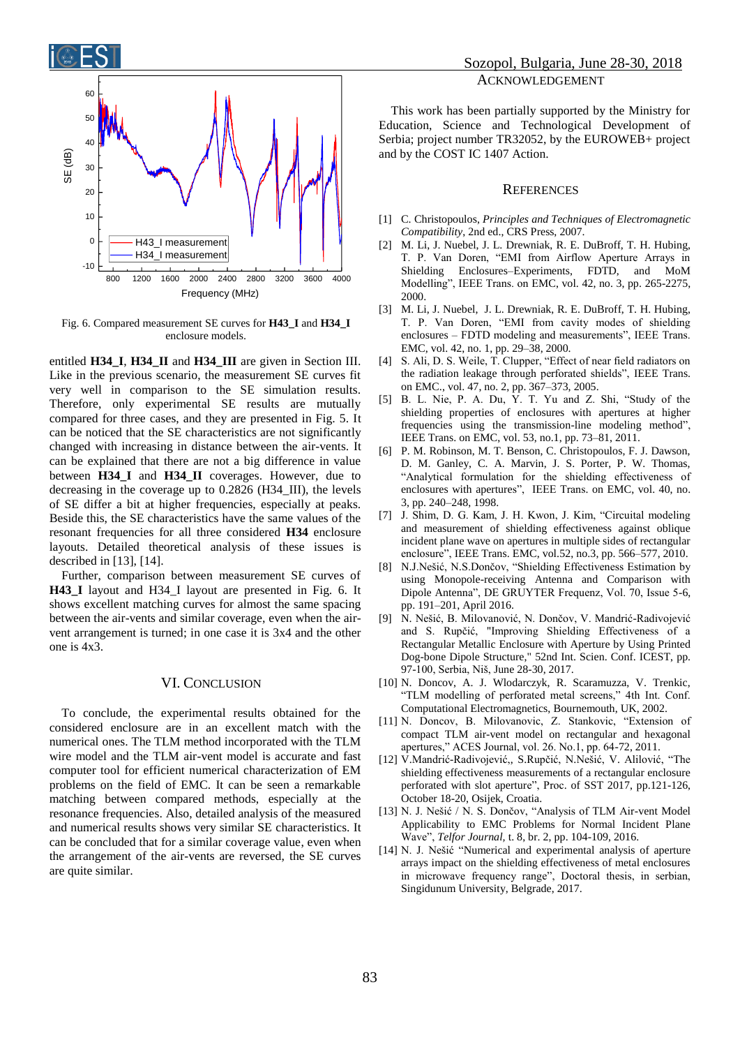SE (dB)

60
50
40
30
20
10
0
-10

800 1200 1600 2000 2400 2800 3200 3600 4000

Frequency (MHz)

H43_I measurement
H34_I measurement

Fig. 6. Compared measurement SE curves for **H43_I** and **H34_I** enclosure models.

entitled **H34_I**, **H34_II** and **H34_III** are given in Section III. Like in the previous scenario, the measurement SE curves fit very well in comparison to the SE simulation results. Therefore, only experimental SE results are mutually compared for three cases, and they are presented in Fig. 5. It can be noticed that the SE characteristics are not significantly changed with increasing in distance between the air-vents. It can be explained that there are not a big difference in value between **H34_I** and **H34_II** coverages. However, due to decreasing in the coverage up to 0.2826 (H34_III), the levels of SE differ a bit at higher frequencies, especially at peaks. Beside this, the SE characteristics have the same values of the resonant frequencies for all three considered **H34** enclosure layouts. Detailed theoretical analysis of these issues is described in [13], [14].

Further, comparison between measurement SE curves of **H43_I** layout and H34_I layout are presented in Fig. 6. It shows excellent matching curves for almost the same spacing between the air-vents and similar coverage, even when the air-vent arrangement is turned; in one case it is 3x4 and the other one is 4x3.

## VI. Conclusion

To conclude, the experimental results obtained for the considered enclosure are in an excellent match with the numerical ones. The TLM method incorporated with the TLM wire model and the TLM air-vent model is accurate and fast computer tool for efficient numerical characterization of EM problems on the field of EMC. It can be seen a remarkable matching between compared methods, especially at the resonance frequencies. Also, detailed analysis of the measured and numerical results shows very similar SE characteristics. It can be concluded that for a similar coverage value, even when the arrangement of the air-vents are reversed, the SE curves are quite similar.

## Acknowledgement

This work has been partially supported by the Ministry for Education, Science and Technological Development of Serbia; project number TR32052, by the EUROWEB+ project and by the COST IC 1407 Action.

## References

[1] C. Christopoulos, *Principles and Techniques of Electromagnetic Compatibility*, 2nd ed., CRS Press, 2007.

[2] M. Li, J. Nuebel, J. L. Drewniak, R. E. DuBroff, T. H. Hubing, T. P. Van Doren, "EMI from Airflow Aperture Arrays in Shielding Enclosures–Experiments, FDTD, and MoM Modelling", IEEE Trans. on EMC, vol. 42, no. 3, pp. 265-2275, 2000.

[3] M. Li, J. Nuebel, J. L. Drewniak, R. E. DuBroff, T. H. Hubing, T. P. Van Doren, "EMI from cavity modes of shielding enclosures – FDTD modeling and measurements", IEEE Trans. EMC, vol. 42, no. 1, pp. 29–38, 2000.

[4] S. Ali, D. S. Weile, T. Clupper, "Effect of near field radiators on the radiation leakage through perforated shields", IEEE Trans. on EMC., vol. 47, no. 2, pp. 367–373, 2005.

[5] B. L. Nie, P. A. Du, Y. T. Yu and Z. Shi, "Study of the shielding properties of enclosures with apertures at higher frequencies using the transmission-line modeling method", IEEE Trans. on EMC, vol. 53, no.1, pp. 73–81, 2011.

[6] P. M. Robinson, M. T. Benson, C. Christopoulos, F. J. Dawson, D. M. Ganley, C. A. Marvin, J. S. Porter, P. W. Thomas, "Analytical formulation for the shielding effectiveness of enclosures with apertures", IEEE Trans. on EMC, vol. 40, no. 3, pp. 240–248, 1998.

[7] J. Shim, D. G. Kam, J. H. Kwon, J. Kim, "Circuital modeling and measurement of shielding effectiveness against oblique incident plane wave on apertures in multiple sides of rectangular enclosure", IEEE Trans. EMC, vol.52, no.3, pp. 566–577, 2010.

[8] N.J.Nešić, N.S.Dončov, "Shielding Effectiveness Estimation by using Monopole-receiving Antenna and Comparison with Dipole Antenna", DE GRUYTER Frequenz, Vol. 70, Issue 5-6, pp. 191–201, April 2016.

[9] N. Nešić, B. Milovanović, N. Dončov, V. Mandrić-Radivojević and S. Rupčić, "Improving Shielding Effectiveness of a Rectangular Metallic Enclosure with Aperture by Using Printed Dog-bone Dipole Structure," 52nd Int. Scien. Conf. ICEST, pp. 97-100, Serbia, Niš, June 28-30, 2017.

[10] N. Doncov, A. J. Wlodarczyk, R. Scaramuzza, V. Trenkic, "TLM modelling of perforated metal screens," 4th Int. Conf. Computational Electromagnetics, Bournemouth, UK, 2002.

[11] N. Doncov, B. Milovanovic, Z. Stankovic, "Extension of compact TLM air-vent model on rectangular and hexagonal apertures," ACES Journal, vol. 26. No.1, pp. 64-72, 2011.

[12] V.Mandrić-Radivojević,, S.Rupčić, N.Nešić, V. Alilović, "The shielding effectiveness measurements of a rectangular enclosure perforated with slot aperture", Proc. of SST 2017, pp.121-126, October 18-20, Osijek, Croatia.

[13] N. J. Nešić / N. S. Dončov, "Analysis of TLM Air-vent Model Applicability to EMC Problems for Normal Incident Plane Wave", *Telfor Journal*, t. 8, br. 2, pp. 104-109, 2016.

[14] N. J. Nešić "Numerical and experimental analysis of aperture arrays impact on the shielding effectiveness of metal enclosures in microwave frequency range", Doctoral thesis, in serbian, Singidunum University, Belgrade, 2017.